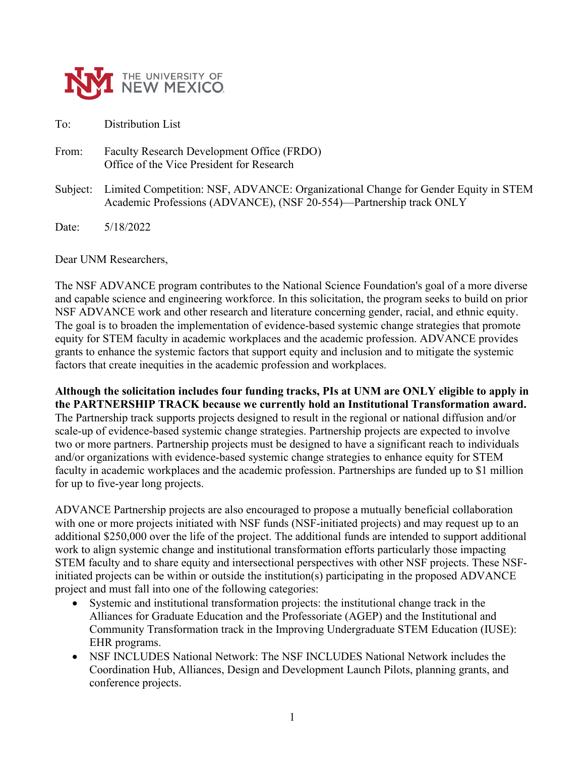THE UNIVERSITY OF NEW MEXICO

To: Distribution List

From: Faculty Research Development Office (FRDO)
Office of the Vice President for Research

Subject: Limited Competition: NSF, ADVANCE: Organizational Change for Gender Equity in STEM Academic Professions (ADVANCE), (NSF 20-554)—Partnership track ONLY

Date: 5/18/2022

Dear UNM Researchers,

The NSF ADVANCE program contributes to the National Science Foundation's goal of a more diverse and capable science and engineering workforce. In this solicitation, the program seeks to build on prior NSF ADVANCE work and other research and literature concerning gender, racial, and ethnic equity. The goal is to broaden the implementation of evidence-based systemic change strategies that promote equity for STEM faculty in academic workplaces and the academic profession. ADVANCE provides grants to enhance the systemic factors that support equity and inclusion and to mitigate the systemic factors that create inequities in the academic profession and workplaces.

**Although the solicitation includes four funding tracks, PIs at UNM are ONLY eligible to apply in the PARTNERSHIP TRACK because we currently hold an Institutional Transformation award.** The Partnership track supports projects designed to result in the regional or national diffusion and/or scale-up of evidence-based systemic change strategies. Partnership projects are expected to involve two or more partners. Partnership projects must be designed to have a significant reach to individuals and/or organizations with evidence-based systemic change strategies to enhance equity for STEM faculty in academic workplaces and the academic profession. Partnerships are funded up to $1 million for up to five-year long projects.

ADVANCE Partnership projects are also encouraged to propose a mutually beneficial collaboration with one or more projects initiated with NSF funds (NSF-initiated projects) and may request up to an additional $250,000 over the life of the project. The additional funds are intended to support additional work to align systemic change and institutional transformation efforts particularly those impacting STEM faculty and to share equity and intersectional perspectives with other NSF projects. These NSF-initiated projects can be within or outside the institution(s) participating in the proposed ADVANCE project and must fall into one of the following categories:

- Systemic and institutional transformation projects: the institutional change track in the Alliances for Graduate Education and the Professoriate (AGEP) and the Institutional and Community Transformation track in the Improving Undergraduate STEM Education (IUSE): EHR programs.
- NSF INCLUDES National Network: The NSF INCLUDES National Network includes the Coordination Hub, Alliances, Design and Development Launch Pilots, planning grants, and conference projects.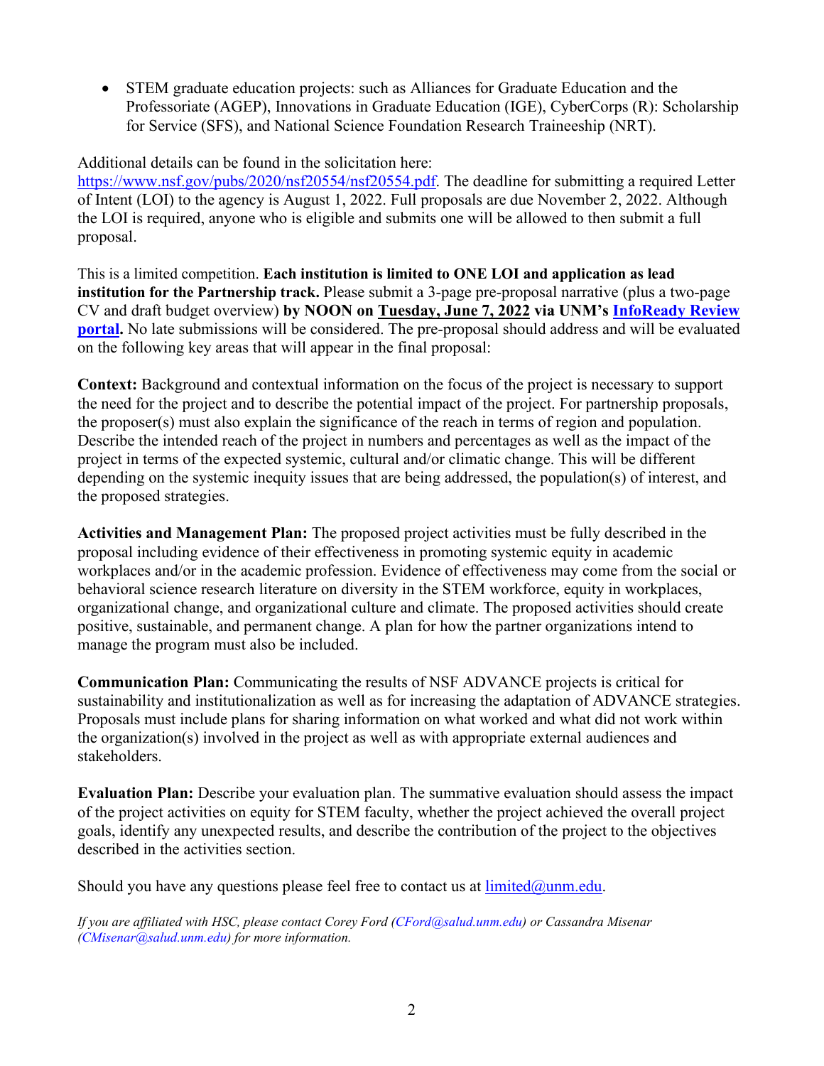- STEM graduate education projects: such as Alliances for Graduate Education and the Professoriate (AGEP), Innovations in Graduate Education (IGE), CyberCorps (R): Scholarship for Service (SFS), and National Science Foundation Research Traineeship (NRT).

Additional details can be found in the solicitation here: https://www.nsf.gov/pubs/2020/nsf20554/nsf20554.pdf. The deadline for submitting a required Letter of Intent (LOI) to the agency is August 1, 2022. Full proposals are due November 2, 2022. Although the LOI is required, anyone who is eligible and submits one will be allowed to then submit a full proposal.

This is a limited competition. **Each institution is limited to ONE LOI and application as lead institution for the Partnership track.** Please submit a 3-page pre-proposal narrative (plus a two-page CV and draft budget overview) **by NOON on Tuesday, June 7, 2022 via UNM's InfoReady Review portal.** No late submissions will be considered. The pre-proposal should address and will be evaluated on the following key areas that will appear in the final proposal:

**Context:** Background and contextual information on the focus of the project is necessary to support the need for the project and to describe the potential impact of the project. For partnership proposals, the proposer(s) must also explain the significance of the reach in terms of region and population. Describe the intended reach of the project in numbers and percentages as well as the impact of the project in terms of the expected systemic, cultural and/or climatic change. This will be different depending on the systemic inequity issues that are being addressed, the population(s) of interest, and the proposed strategies.

**Activities and Management Plan:** The proposed project activities must be fully described in the proposal including evidence of their effectiveness in promoting systemic equity in academic workplaces and/or in the academic profession. Evidence of effectiveness may come from the social or behavioral science research literature on diversity in the STEM workforce, equity in workplaces, organizational change, and organizational culture and climate. The proposed activities should create positive, sustainable, and permanent change. A plan for how the partner organizations intend to manage the program must also be included.

**Communication Plan:** Communicating the results of NSF ADVANCE projects is critical for sustainability and institutionalization as well as for increasing the adaptation of ADVANCE strategies. Proposals must include plans for sharing information on what worked and what did not work within the organization(s) involved in the project as well as with appropriate external audiences and stakeholders.

**Evaluation Plan:** Describe your evaluation plan. The summative evaluation should assess the impact of the project activities on equity for STEM faculty, whether the project achieved the overall project goals, identify any unexpected results, and describe the contribution of the project to the objectives described in the activities section.

Should you have any questions please feel free to contact us at limited@unm.edu.

*If you are affiliated with HSC, please contact Corey Ford (CFord@salud.unm.edu) or Cassandra Misenar (CMisenar@salud.unm.edu) for more information.*